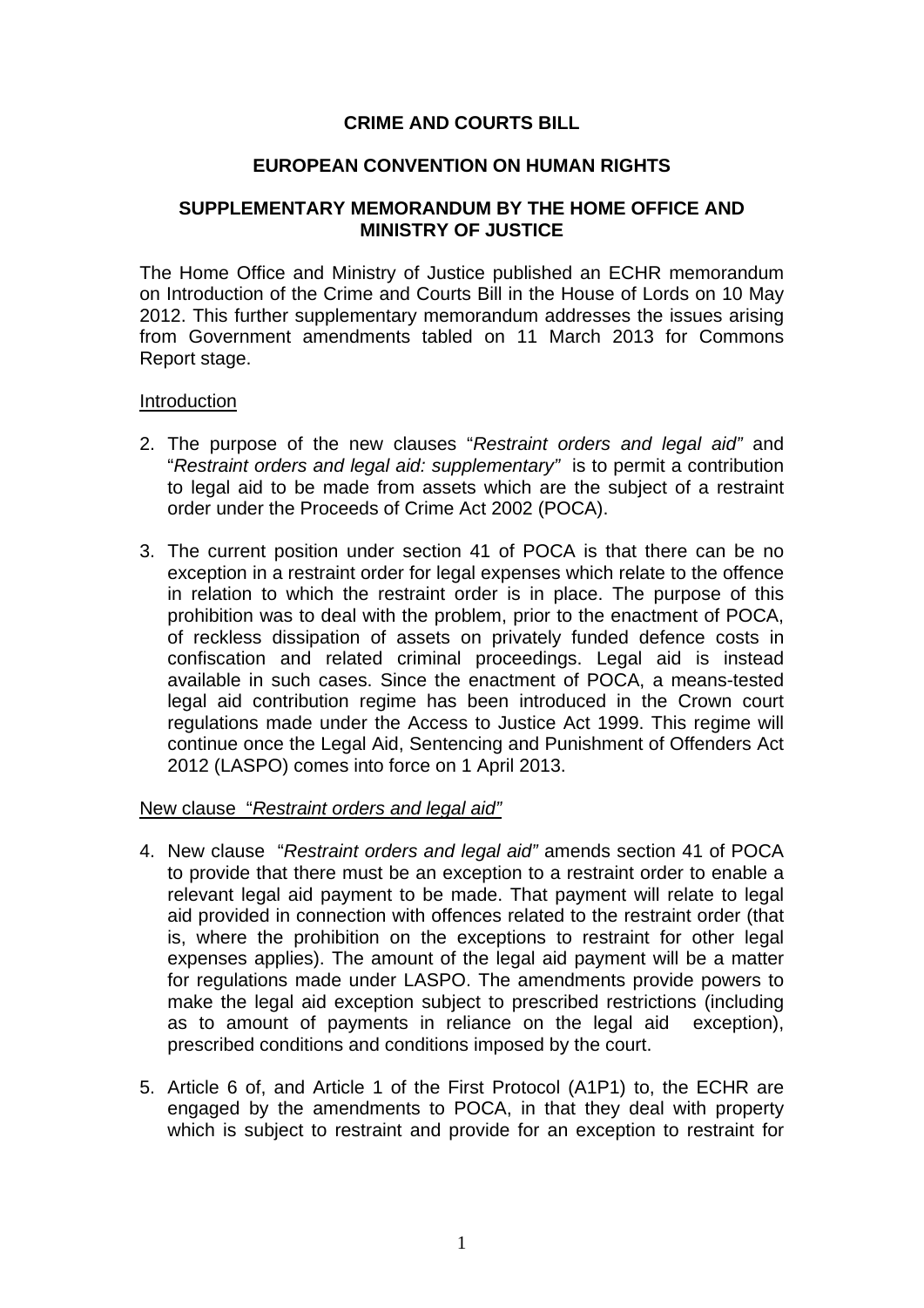**CRIME AND COURTS BILL**

**EUROPEAN CONVENTION ON HUMAN RIGHTS**

**SUPPLEMENTARY MEMORANDUM BY THE HOME OFFICE AND MINISTRY OF JUSTICE**

The Home Office and Ministry of Justice published an ECHR memorandum on Introduction of the Crime and Courts Bill in the House of Lords on 10 May 2012. This further supplementary memorandum addresses the issues arising from Government amendments tabled on 11 March 2013 for Commons Report stage.

Introduction

2. The purpose of the new clauses "*Restraint orders and legal aid"* and "*Restraint orders and legal aid: supplementary"* is to permit a contribution to legal aid to be made from assets which are the subject of a restraint order under the Proceeds of Crime Act 2002 (POCA).

3. The current position under section 41 of POCA is that there can be no exception in a restraint order for legal expenses which relate to the offence in relation to which the restraint order is in place. The purpose of this prohibition was to deal with the problem, prior to the enactment of POCA, of reckless dissipation of assets on privately funded defence costs in confiscation and related criminal proceedings. Legal aid is instead available in such cases. Since the enactment of POCA, a means-tested legal aid contribution regime has been introduced in the Crown court regulations made under the Access to Justice Act 1999. This regime will continue once the Legal Aid, Sentencing and Punishment of Offenders Act 2012 (LASPO) comes into force on 1 April 2013.

New clause "*Restraint orders and legal aid"*

4. New clause "*Restraint orders and legal aid"* amends section 41 of POCA to provide that there must be an exception to a restraint order to enable a relevant legal aid payment to be made. That payment will relate to legal aid provided in connection with offences related to the restraint order (that is, where the prohibition on the exceptions to restraint for other legal expenses applies). The amount of the legal aid payment will be a matter for regulations made under LASPO. The amendments provide powers to make the legal aid exception subject to prescribed restrictions (including as to amount of payments in reliance on the legal aid exception), prescribed conditions and conditions imposed by the court.

5. Article 6 of, and Article 1 of the First Protocol (A1P1) to, the ECHR are engaged by the amendments to POCA, in that they deal with property which is subject to restraint and provide for an exception to restraint for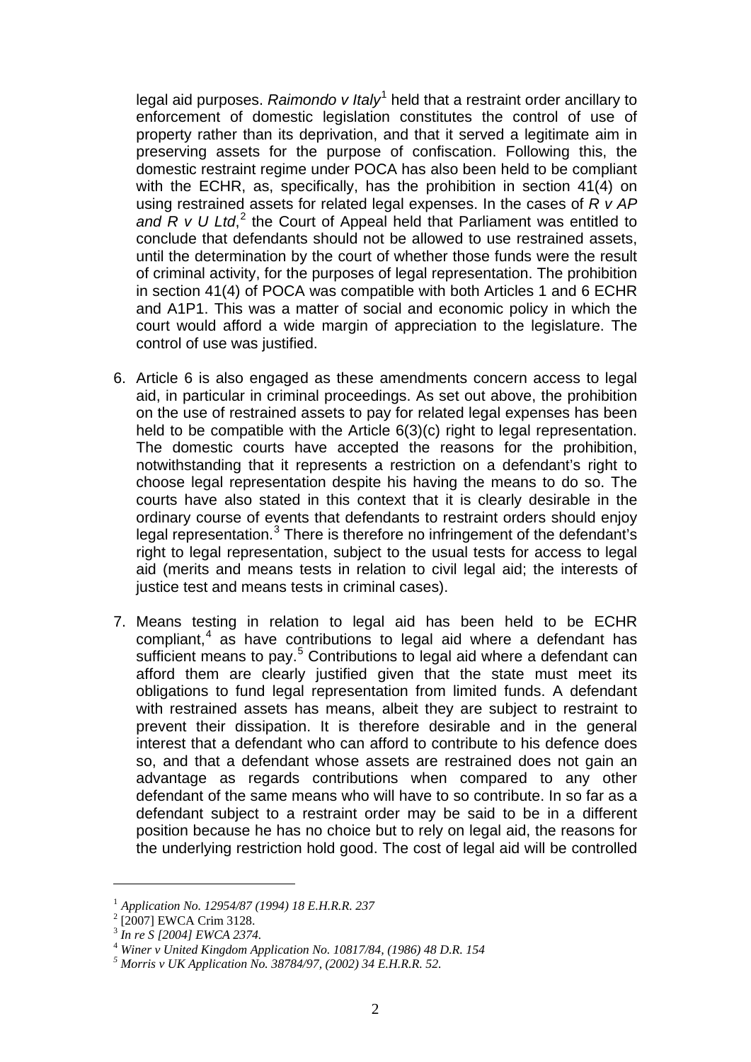legal aid purposes. *Raimondo v Italy*[1] held that a restraint order ancillary to enforcement of domestic legislation constitutes the control of use of property rather than its deprivation, and that it served a legitimate aim in preserving assets for the purpose of confiscation. Following this, the domestic restraint regime under POCA has also been held to be compliant with the ECHR, as, specifically, has the prohibition in section 41(4) on using restrained assets for related legal expenses. In the cases of *R v AP and R v U Ltd*,[2] the Court of Appeal held that Parliament was entitled to conclude that defendants should not be allowed to use restrained assets, until the determination by the court of whether those funds were the result of criminal activity, for the purposes of legal representation. The prohibition in section 41(4) of POCA was compatible with both Articles 1 and 6 ECHR and A1P1. This was a matter of social and economic policy in which the court would afford a wide margin of appreciation to the legislature. The control of use was justified.

6. Article 6 is also engaged as these amendments concern access to legal aid, in particular in criminal proceedings. As set out above, the prohibition on the use of restrained assets to pay for related legal expenses has been held to be compatible with the Article 6(3)(c) right to legal representation. The domestic courts have accepted the reasons for the prohibition, notwithstanding that it represents a restriction on a defendant's right to choose legal representation despite his having the means to do so. The courts have also stated in this context that it is clearly desirable in the ordinary course of events that defendants to restraint orders should enjoy legal representation.[3] There is therefore no infringement of the defendant's right to legal representation, subject to the usual tests for access to legal aid (merits and means tests in relation to civil legal aid; the interests of justice test and means tests in criminal cases).

7. Means testing in relation to legal aid has been held to be ECHR compliant,[4] as have contributions to legal aid where a defendant has sufficient means to pay.[5] Contributions to legal aid where a defendant can afford them are clearly justified given that the state must meet its obligations to fund legal representation from limited funds. A defendant with restrained assets has means, albeit they are subject to restraint to prevent their dissipation. It is therefore desirable and in the general interest that a defendant who can afford to contribute to his defence does so, and that a defendant whose assets are restrained does not gain an advantage as regards contributions when compared to any other defendant of the same means who will have to so contribute. In so far as a defendant subject to a restraint order may be said to be in a different position because he has no choice but to rely on legal aid, the reasons for the underlying restriction hold good. The cost of legal aid will be controlled

---

[1] *Application No. 12954/87 (1994) 18 E.H.R.R. 237*

[2] [2007] EWCA Crim 3128.

[3] *In re S [2004] EWCA 2374.*

[4] *Winer v United Kingdom Application No. 10817/84, (1986) 48 D.R. 154*

[5] *Morris v UK Application No. 38784/97, (2002) 34 E.H.R.R. 52.*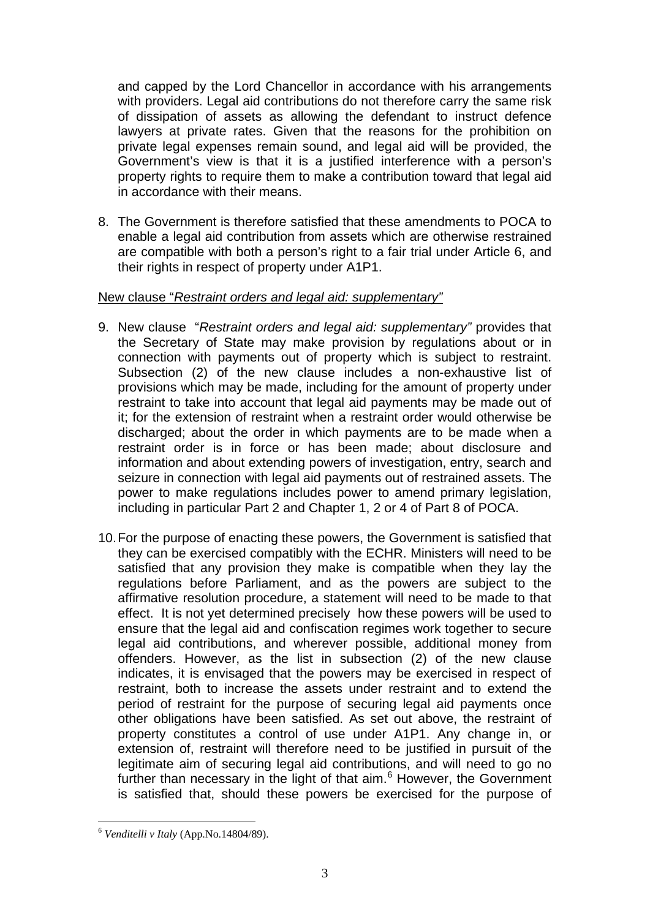and capped by the Lord Chancellor in accordance with his arrangements with providers. Legal aid contributions do not therefore carry the same risk of dissipation of assets as allowing the defendant to instruct defence lawyers at private rates. Given that the reasons for the prohibition on private legal expenses remain sound, and legal aid will be provided, the Government's view is that it is a justified interference with a person's property rights to require them to make a contribution toward that legal aid in accordance with their means.

8. The Government is therefore satisfied that these amendments to POCA to enable a legal aid contribution from assets which are otherwise restrained are compatible with both a person's right to a fair trial under Article 6, and their rights in respect of property under A1P1.

<u>New clause "*Restraint orders and legal aid: supplementary"*</u>

9. New clause "*Restraint orders and legal aid: supplementary"* provides that the Secretary of State may make provision by regulations about or in connection with payments out of property which is subject to restraint. Subsection (2) of the new clause includes a non-exhaustive list of provisions which may be made, including for the amount of property under restraint to take into account that legal aid payments may be made out of it; for the extension of restraint when a restraint order would otherwise be discharged; about the order in which payments are to be made when a restraint order is in force or has been made; about disclosure and information and about extending powers of investigation, entry, search and seizure in connection with legal aid payments out of restrained assets. The power to make regulations includes power to amend primary legislation, including in particular Part 2 and Chapter 1, 2 or 4 of Part 8 of POCA.

10. For the purpose of enacting these powers, the Government is satisfied that they can be exercised compatibly with the ECHR. Ministers will need to be satisfied that any provision they make is compatible when they lay the regulations before Parliament, and as the powers are subject to the affirmative resolution procedure, a statement will need to be made to that effect. It is not yet determined precisely how these powers will be used to ensure that the legal aid and confiscation regimes work together to secure legal aid contributions, and wherever possible, additional money from offenders. However, as the list in subsection (2) of the new clause indicates, it is envisaged that the powers may be exercised in respect of restraint, both to increase the assets under restraint and to extend the period of restraint for the purpose of securing legal aid payments once other obligations have been satisfied. As set out above, the restraint of property constitutes a control of use under A1P1. Any change in, or extension of, restraint will therefore need to be justified in pursuit of the legitimate aim of securing legal aid contributions, and will need to go no further than necessary in the light of that aim.[6] However, the Government is satisfied that, should these powers be exercised for the purpose of

---

[6] *Venditelli v Italy* (App.No.14804/89).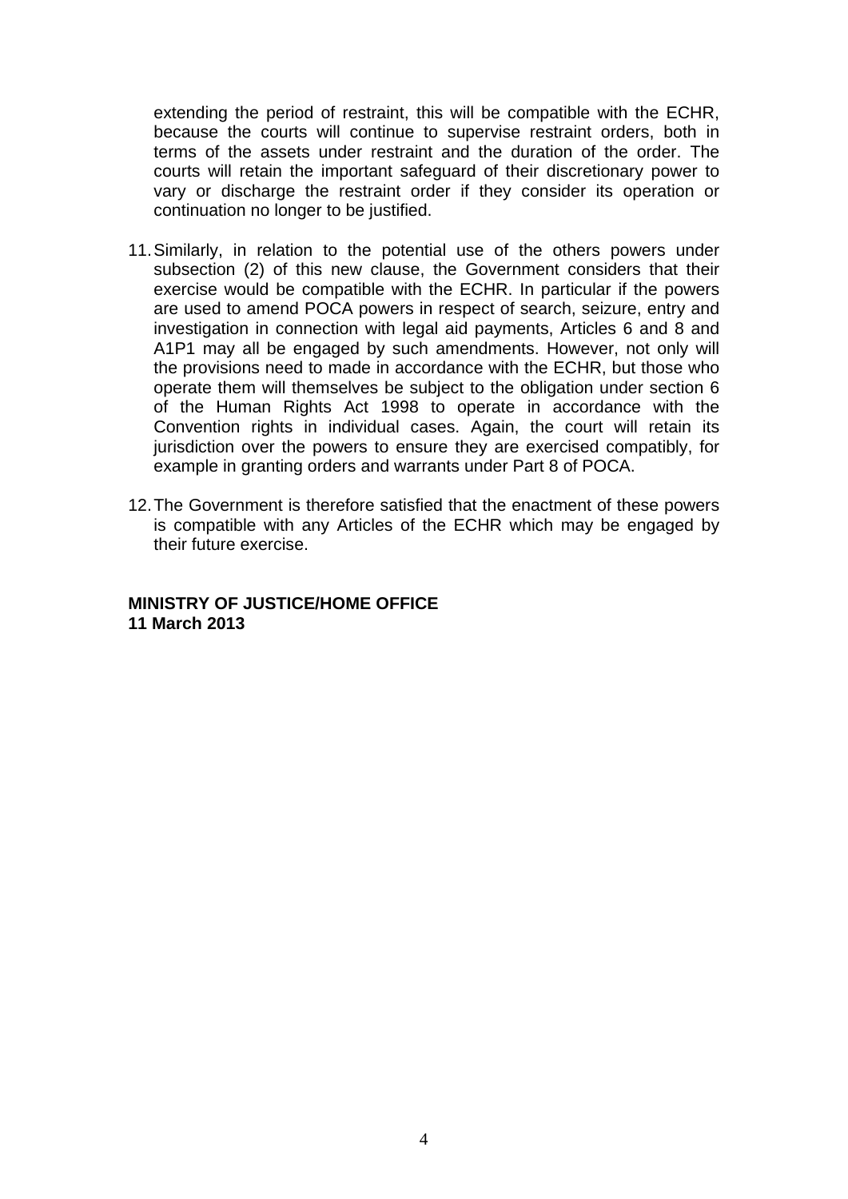extending the period of restraint, this will be compatible with the ECHR, because the courts will continue to supervise restraint orders, both in terms of the assets under restraint and the duration of the order. The courts will retain the important safeguard of their discretionary power to vary or discharge the restraint order if they consider its operation or continuation no longer to be justified.

11. Similarly, in relation to the potential use of the others powers under subsection (2) of this new clause, the Government considers that their exercise would be compatible with the ECHR. In particular if the powers are used to amend POCA powers in respect of search, seizure, entry and investigation in connection with legal aid payments, Articles 6 and 8 and A1P1 may all be engaged by such amendments. However, not only will the provisions need to made in accordance with the ECHR, but those who operate them will themselves be subject to the obligation under section 6 of the Human Rights Act 1998 to operate in accordance with the Convention rights in individual cases. Again, the court will retain its jurisdiction over the powers to ensure they are exercised compatibly, for example in granting orders and warrants under Part 8 of POCA.

12. The Government is therefore satisfied that the enactment of these powers is compatible with any Articles of the ECHR which may be engaged by their future exercise.

**MINISTRY OF JUSTICE/HOME OFFICE**
**11 March 2013**